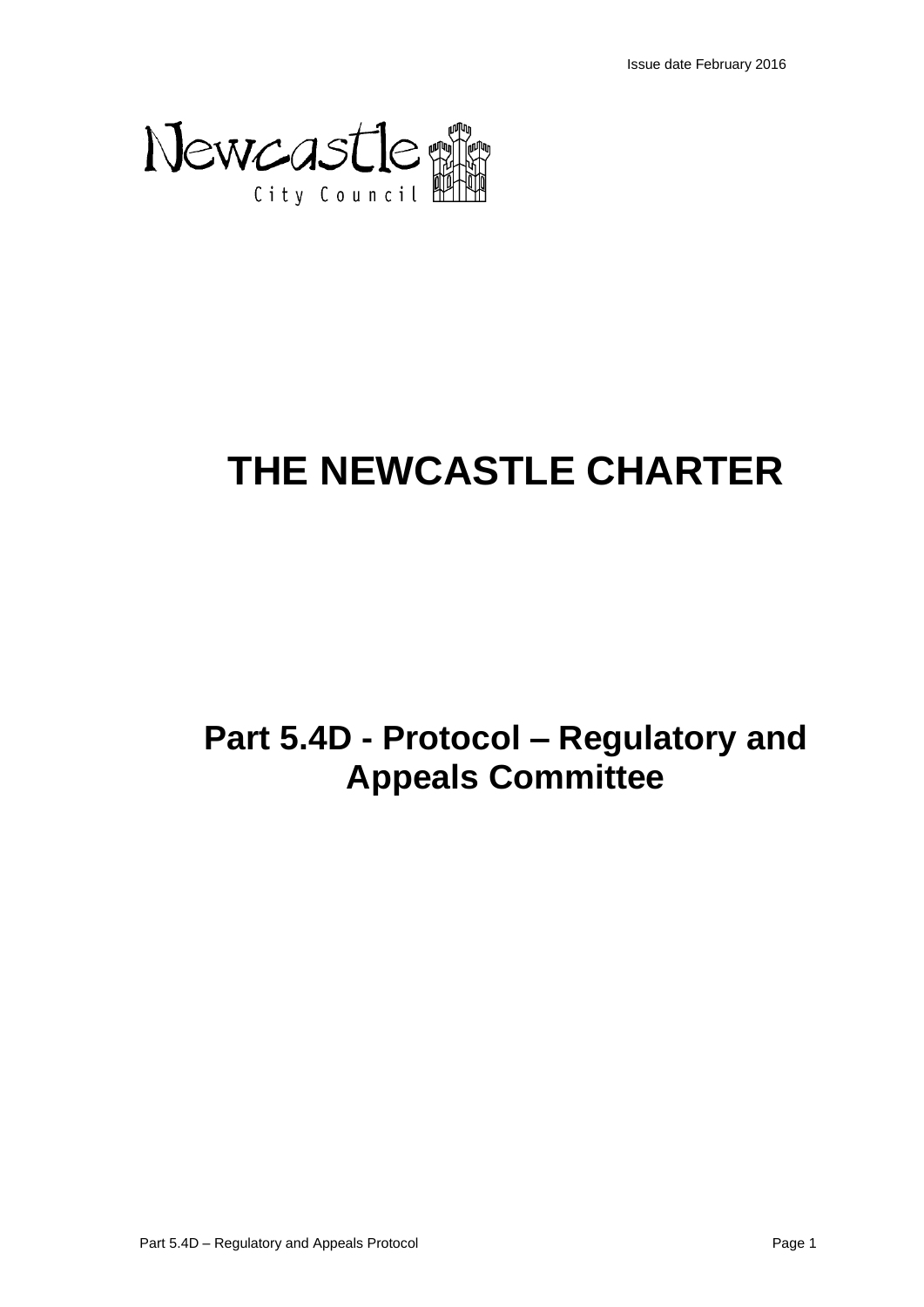Issue date February 2016

Newcastle City Council

# THE NEWCASTLE CHARTER

## Part 5.4D - Protocol – Regulatory and Appeals Committee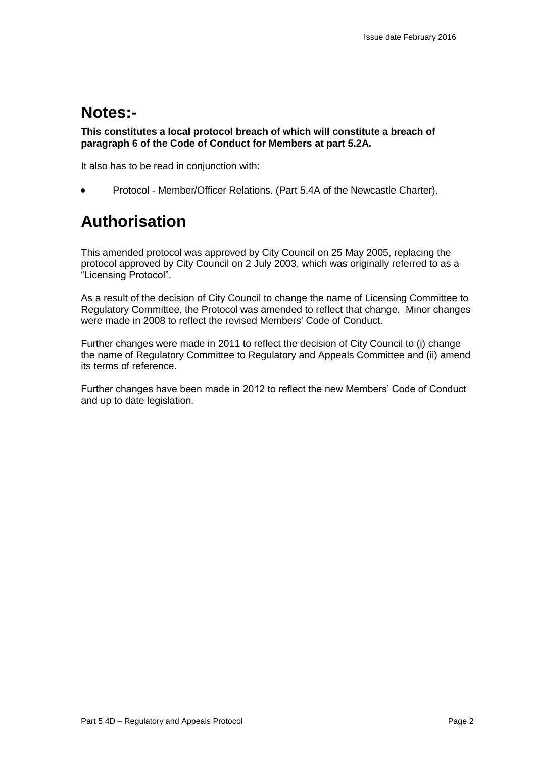# Notes:-

**This constitutes a local protocol breach of which will constitute a breach of paragraph 6 of the Code of Conduct for Members at part 5.2A.**

It also has to be read in conjunction with:

- Protocol - Member/Officer Relations. (Part 5.4A of the Newcastle Charter).

# Authorisation

This amended protocol was approved by City Council on 25 May 2005, replacing the protocol approved by City Council on 2 July 2003, which was originally referred to as a "Licensing Protocol".

As a result of the decision of City Council to change the name of Licensing Committee to Regulatory Committee, the Protocol was amended to reflect that change. Minor changes were made in 2008 to reflect the revised Members' Code of Conduct.

Further changes were made in 2011 to reflect the decision of City Council to (i) change the name of Regulatory Committee to Regulatory and Appeals Committee and (ii) amend its terms of reference.

Further changes have been made in 2012 to reflect the new Members' Code of Conduct and up to date legislation.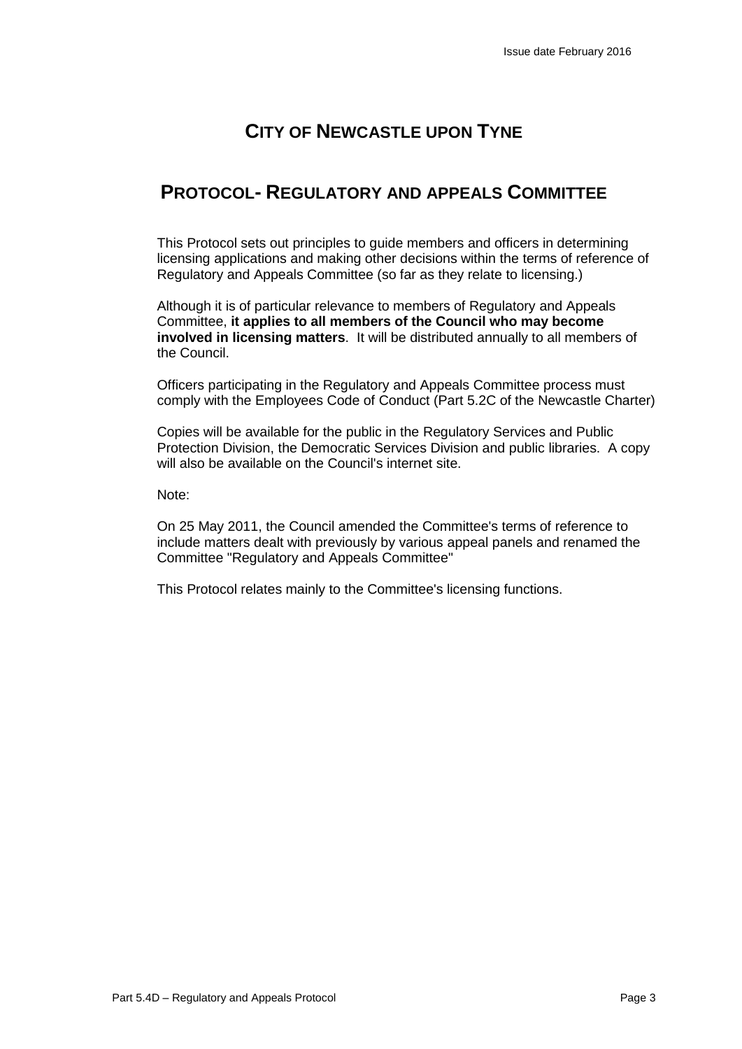# CITY OF NEWCASTLE UPON TYNE

## PROTOCOL- REGULATORY AND APPEALS COMMITTEE

This Protocol sets out principles to guide members and officers in determining licensing applications and making other decisions within the terms of reference of Regulatory and Appeals Committee (so far as they relate to licensing.)

Although it is of particular relevance to members of Regulatory and Appeals Committee, **it applies to all members of the Council who may become involved in licensing matters**. It will be distributed annually to all members of the Council.

Officers participating in the Regulatory and Appeals Committee process must comply with the Employees Code of Conduct (Part 5.2C of the Newcastle Charter)

Copies will be available for the public in the Regulatory Services and Public Protection Division, the Democratic Services Division and public libraries. A copy will also be available on the Council's internet site.

Note:

On 25 May 2011, the Council amended the Committee's terms of reference to include matters dealt with previously by various appeal panels and renamed the Committee "Regulatory and Appeals Committee"

This Protocol relates mainly to the Committee's licensing functions.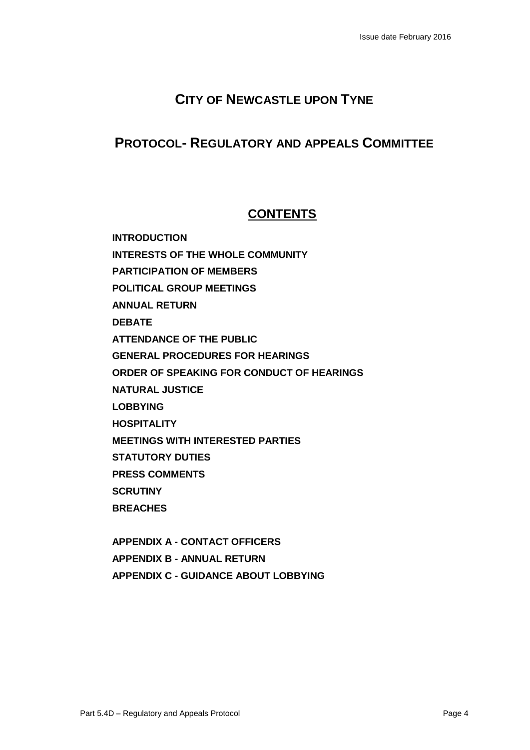# CITY OF NEWCASTLE UPON TYNE

## PROTOCOL- REGULATORY AND APPEALS COMMITTEE

### CONTENTS

**INTRODUCTION**

**INTERESTS OF THE WHOLE COMMUNITY**

**PARTICIPATION OF MEMBERS**

**POLITICAL GROUP MEETINGS**

**ANNUAL RETURN**

**DEBATE**

**ATTENDANCE OF THE PUBLIC**

**GENERAL PROCEDURES FOR HEARINGS**

**ORDER OF SPEAKING FOR CONDUCT OF HEARINGS**

**NATURAL JUSTICE**

**LOBBYING**

**HOSPITALITY**

**MEETINGS WITH INTERESTED PARTIES**

**STATUTORY DUTIES**

**PRESS COMMENTS**

**SCRUTINY**

**BREACHES**

**APPENDIX A - CONTACT OFFICERS**

**APPENDIX B - ANNUAL RETURN**

**APPENDIX C - GUIDANCE ABOUT LOBBYING**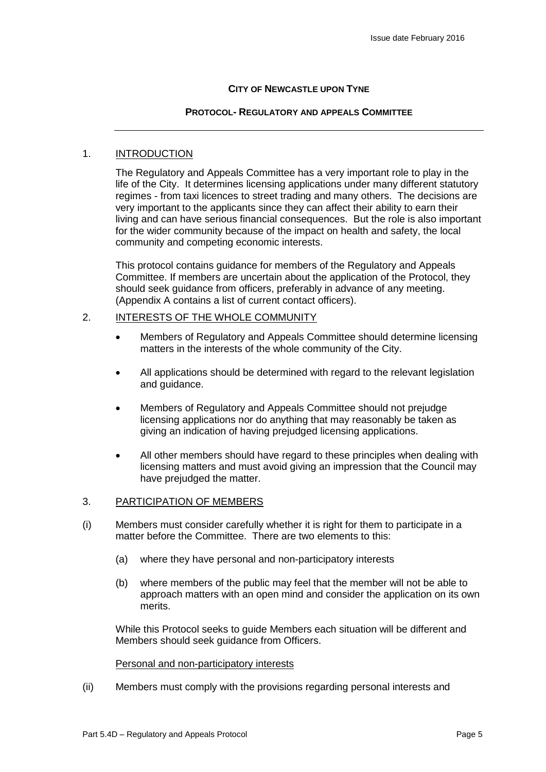**CITY OF NEWCASTLE UPON TYNE**

**PROTOCOL- REGULATORY AND APPEALS COMMITTEE**

---

## 1. INTRODUCTION

The Regulatory and Appeals Committee has a very important role to play in the life of the City. It determines licensing applications under many different statutory regimes - from taxi licences to street trading and many others. The decisions are very important to the applicants since they can affect their ability to earn their living and can have serious financial consequences. But the role is also important for the wider community because of the impact on health and safety, the local community and competing economic interests.

This protocol contains guidance for members of the Regulatory and Appeals Committee. If members are uncertain about the application of the Protocol, they should seek guidance from officers, preferably in advance of any meeting. (Appendix A contains a list of current contact officers).

## 2. INTERESTS OF THE WHOLE COMMUNITY

- Members of Regulatory and Appeals Committee should determine licensing matters in the interests of the whole community of the City.
- All applications should be determined with regard to the relevant legislation and guidance.
- Members of Regulatory and Appeals Committee should not prejudge licensing applications nor do anything that may reasonably be taken as giving an indication of having prejudged licensing applications.
- All other members should have regard to these principles when dealing with licensing matters and must avoid giving an impression that the Council may have prejudged the matter.

## 3. PARTICIPATION OF MEMBERS

(i) Members must consider carefully whether it is right for them to participate in a matter before the Committee. There are two elements to this:

(a) where they have personal and non-participatory interests

(b) where members of the public may feel that the member will not be able to approach matters with an open mind and consider the application on its own merits.

While this Protocol seeks to guide Members each situation will be different and Members should seek guidance from Officers.

Personal and non-participatory interests

(ii) Members must comply with the provisions regarding personal interests and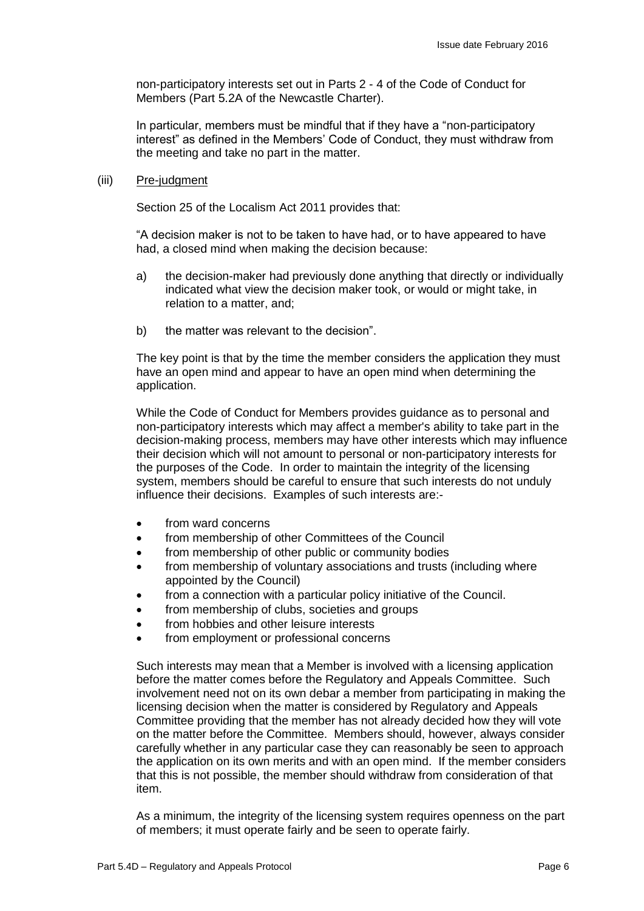non-participatory interests set out in Parts 2 - 4 of the Code of Conduct for Members (Part 5.2A of the Newcastle Charter).

In particular, members must be mindful that if they have a "non-participatory interest" as defined in the Members' Code of Conduct, they must withdraw from the meeting and take no part in the matter.

(iii) <u>Pre-judgment</u>

Section 25 of the Localism Act 2011 provides that:

"A decision maker is not to be taken to have had, or to have appeared to have had, a closed mind when making the decision because:

a) the decision-maker had previously done anything that directly or individually indicated what view the decision maker took, or would or might take, in relation to a matter, and;

b) the matter was relevant to the decision".

The key point is that by the time the member considers the application they must have an open mind and appear to have an open mind when determining the application.

While the Code of Conduct for Members provides guidance as to personal and non-participatory interests which may affect a member's ability to take part in the decision-making process, members may have other interests which may influence their decision which will not amount to personal or non-participatory interests for the purposes of the Code. In order to maintain the integrity of the licensing system, members should be careful to ensure that such interests do not unduly influence their decisions. Examples of such interests are:-

- from ward concerns
- from membership of other Committees of the Council
- from membership of other public or community bodies
- from membership of voluntary associations and trusts (including where appointed by the Council)
- from a connection with a particular policy initiative of the Council.
- from membership of clubs, societies and groups
- from hobbies and other leisure interests
- from employment or professional concerns

Such interests may mean that a Member is involved with a licensing application before the matter comes before the Regulatory and Appeals Committee. Such involvement need not on its own debar a member from participating in making the licensing decision when the matter is considered by Regulatory and Appeals Committee providing that the member has not already decided how they will vote on the matter before the Committee. Members should, however, always consider carefully whether in any particular case they can reasonably be seen to approach the application on its own merits and with an open mind. If the member considers that this is not possible, the member should withdraw from consideration of that item.

As a minimum, the integrity of the licensing system requires openness on the part of members; it must operate fairly and be seen to operate fairly.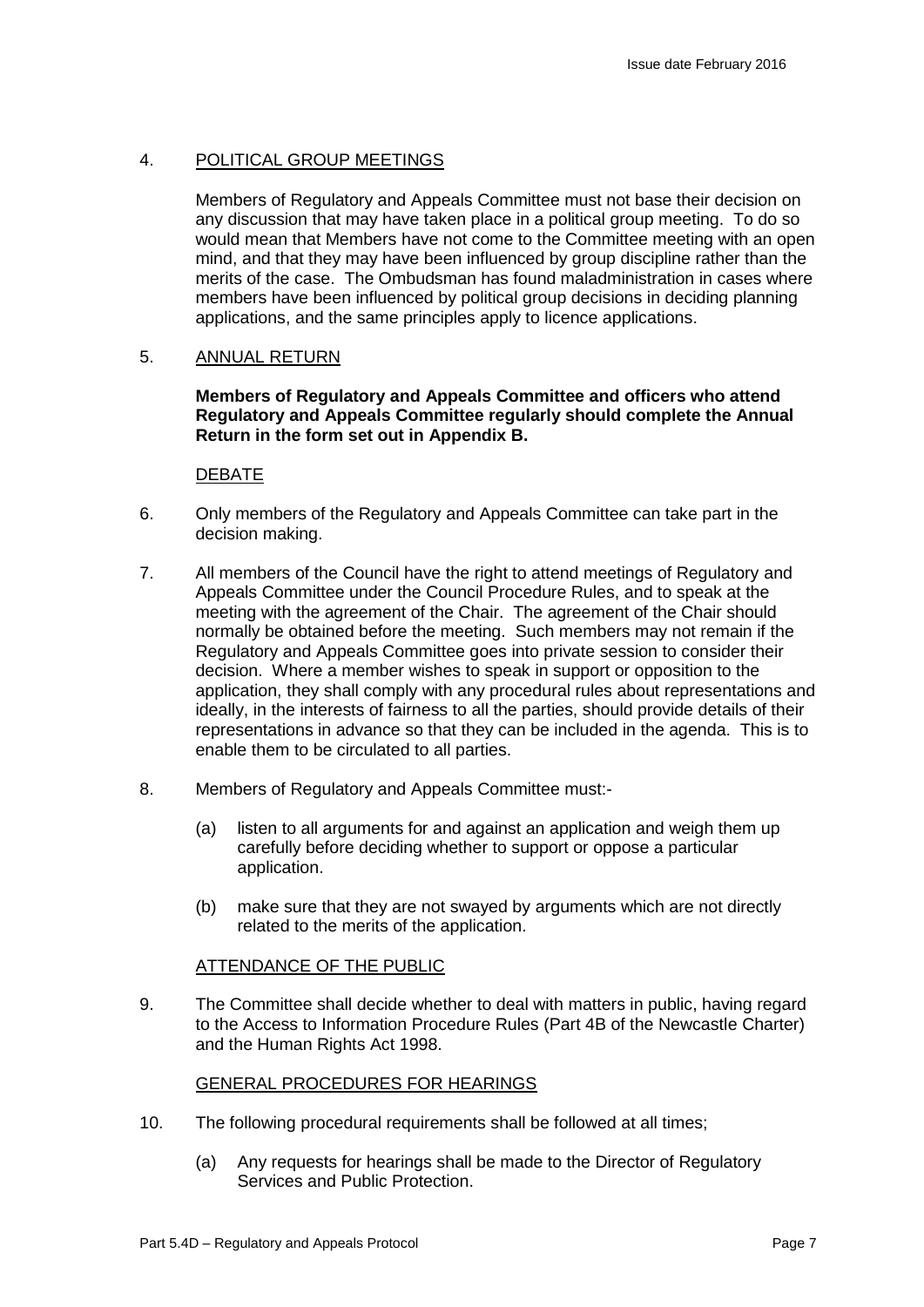## 4. POLITICAL GROUP MEETINGS

Members of Regulatory and Appeals Committee must not base their decision on any discussion that may have taken place in a political group meeting. To do so would mean that Members have not come to the Committee meeting with an open mind, and that they may have been influenced by group discipline rather than the merits of the case. The Ombudsman has found maladministration in cases where members have been influenced by political group decisions in deciding planning applications, and the same principles apply to licence applications.

## 5. ANNUAL RETURN

**Members of Regulatory and Appeals Committee and officers who attend Regulatory and Appeals Committee regularly should complete the Annual Return in the form set out in Appendix B.**

### DEBATE

6. Only members of the Regulatory and Appeals Committee can take part in the decision making.

7. All members of the Council have the right to attend meetings of Regulatory and Appeals Committee under the Council Procedure Rules, and to speak at the meeting with the agreement of the Chair. The agreement of the Chair should normally be obtained before the meeting. Such members may not remain if the Regulatory and Appeals Committee goes into private session to consider their decision. Where a member wishes to speak in support or opposition to the application, they shall comply with any procedural rules about representations and ideally, in the interests of fairness to all the parties, should provide details of their representations in advance so that they can be included in the agenda. This is to enable them to be circulated to all parties.

8. Members of Regulatory and Appeals Committee must:-

   (a) listen to all arguments for and against an application and weigh them up carefully before deciding whether to support or oppose a particular application.

   (b) make sure that they are not swayed by arguments which are not directly related to the merits of the application.

### ATTENDANCE OF THE PUBLIC

9. The Committee shall decide whether to deal with matters in public, having regard to the Access to Information Procedure Rules (Part 4B of the Newcastle Charter) and the Human Rights Act 1998.

### GENERAL PROCEDURES FOR HEARINGS

10. The following procedural requirements shall be followed at all times;

    (a) Any requests for hearings shall be made to the Director of Regulatory Services and Public Protection.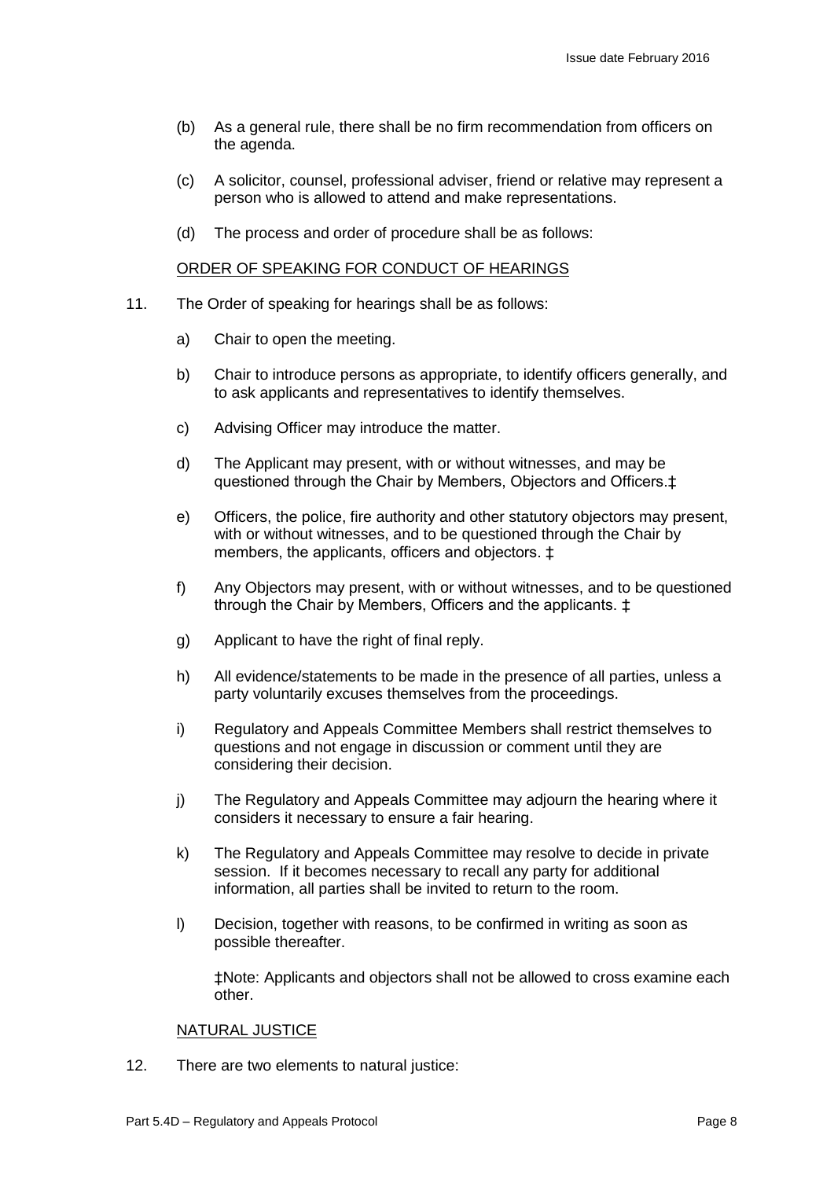(b) As a general rule, there shall be no firm recommendation from officers on the agenda.

(c) A solicitor, counsel, professional adviser, friend or relative may represent a person who is allowed to attend and make representations.

(d) The process and order of procedure shall be as follows:

<u>ORDER OF SPEAKING FOR CONDUCT OF HEARINGS</u>

11. The Order of speaking for hearings shall be as follows:

    a) Chair to open the meeting.

    b) Chair to introduce persons as appropriate, to identify officers generally, and to ask applicants and representatives to identify themselves.

    c) Advising Officer may introduce the matter.

    d) The Applicant may present, with or without witnesses, and may be questioned through the Chair by Members, Objectors and Officers.‡

    e) Officers, the police, fire authority and other statutory objectors may present, with or without witnesses, and to be questioned through the Chair by members, the applicants, officers and objectors. ‡

    f) Any Objectors may present, with or without witnesses, and to be questioned through the Chair by Members, Officers and the applicants. ‡

    g) Applicant to have the right of final reply.

    h) All evidence/statements to be made in the presence of all parties, unless a party voluntarily excuses themselves from the proceedings.

    i) Regulatory and Appeals Committee Members shall restrict themselves to questions and not engage in discussion or comment until they are considering their decision.

    j) The Regulatory and Appeals Committee may adjourn the hearing where it considers it necessary to ensure a fair hearing.

    k) The Regulatory and Appeals Committee may resolve to decide in private session. If it becomes necessary to recall any party for additional information, all parties shall be invited to return to the room.

    l) Decision, together with reasons, to be confirmed in writing as soon as possible thereafter.

    ‡Note: Applicants and objectors shall not be allowed to cross examine each other.

<u>NATURAL JUSTICE</u>

12. There are two elements to natural justice: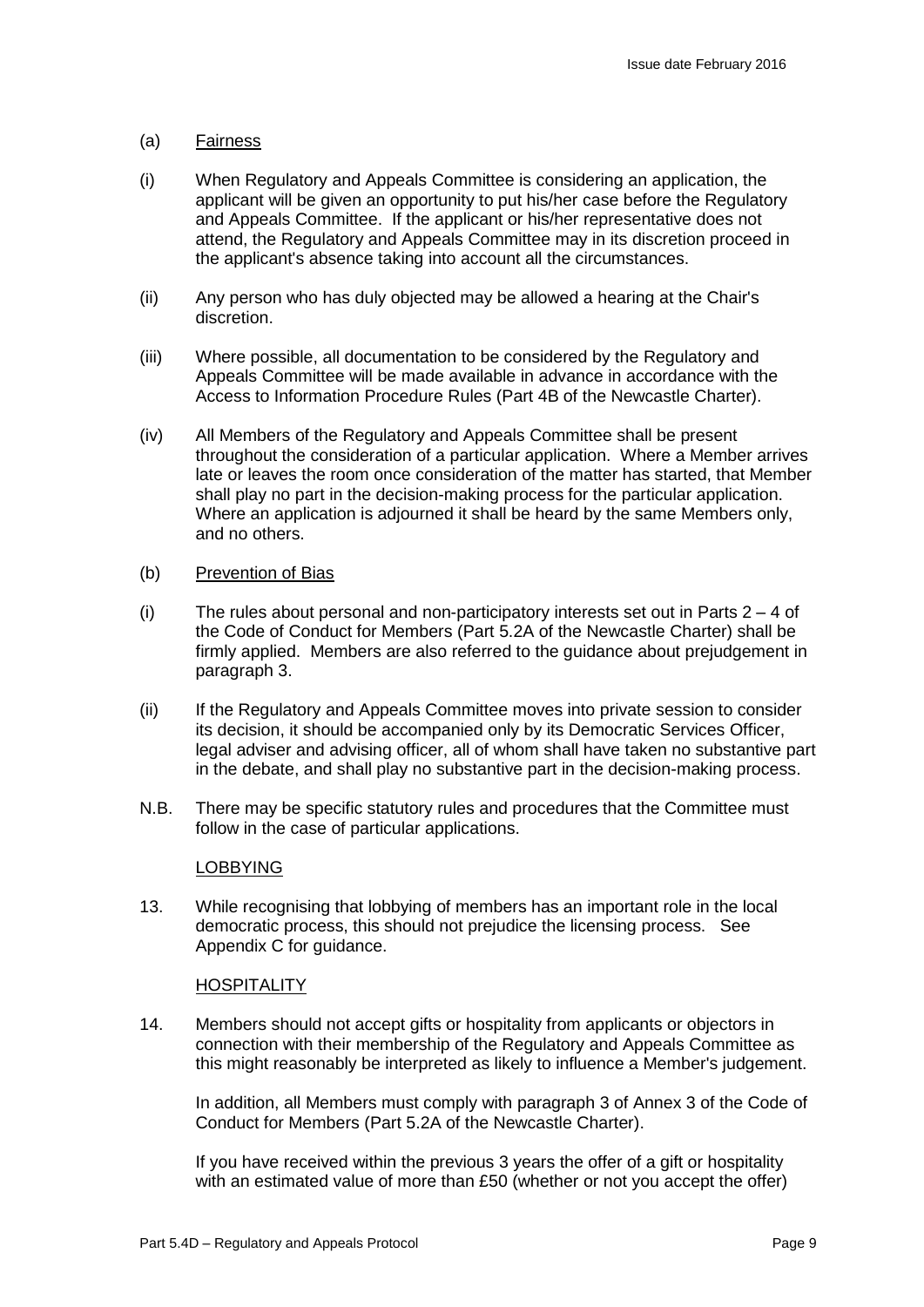(a) <u>Fairness</u>

(i) When Regulatory and Appeals Committee is considering an application, the applicant will be given an opportunity to put his/her case before the Regulatory and Appeals Committee. If the applicant or his/her representative does not attend, the Regulatory and Appeals Committee may in its discretion proceed in the applicant's absence taking into account all the circumstances.

(ii) Any person who has duly objected may be allowed a hearing at the Chair's discretion.

(iii) Where possible, all documentation to be considered by the Regulatory and Appeals Committee will be made available in advance in accordance with the Access to Information Procedure Rules (Part 4B of the Newcastle Charter).

(iv) All Members of the Regulatory and Appeals Committee shall be present throughout the consideration of a particular application. Where a Member arrives late or leaves the room once consideration of the matter has started, that Member shall play no part in the decision-making process for the particular application. Where an application is adjourned it shall be heard by the same Members only, and no others.

(b) <u>Prevention of Bias</u>

(i) The rules about personal and non-participatory interests set out in Parts 2 – 4 of the Code of Conduct for Members (Part 5.2A of the Newcastle Charter) shall be firmly applied. Members are also referred to the guidance about prejudgement in paragraph 3.

(ii) If the Regulatory and Appeals Committee moves into private session to consider its decision, it should be accompanied only by its Democratic Services Officer, legal adviser and advising officer, all of whom shall have taken no substantive part in the debate, and shall play no substantive part in the decision-making process.

N.B. There may be specific statutory rules and procedures that the Committee must follow in the case of particular applications.

<u>LOBBYING</u>

13. While recognising that lobbying of members has an important role in the local democratic process, this should not prejudice the licensing process. See Appendix C for guidance.

<u>HOSPITALITY</u>

14. Members should not accept gifts or hospitality from applicants or objectors in connection with their membership of the Regulatory and Appeals Committee as this might reasonably be interpreted as likely to influence a Member's judgement.

In addition, all Members must comply with paragraph 3 of Annex 3 of the Code of Conduct for Members (Part 5.2A of the Newcastle Charter).

If you have received within the previous 3 years the offer of a gift or hospitality with an estimated value of more than £50 (whether or not you accept the offer)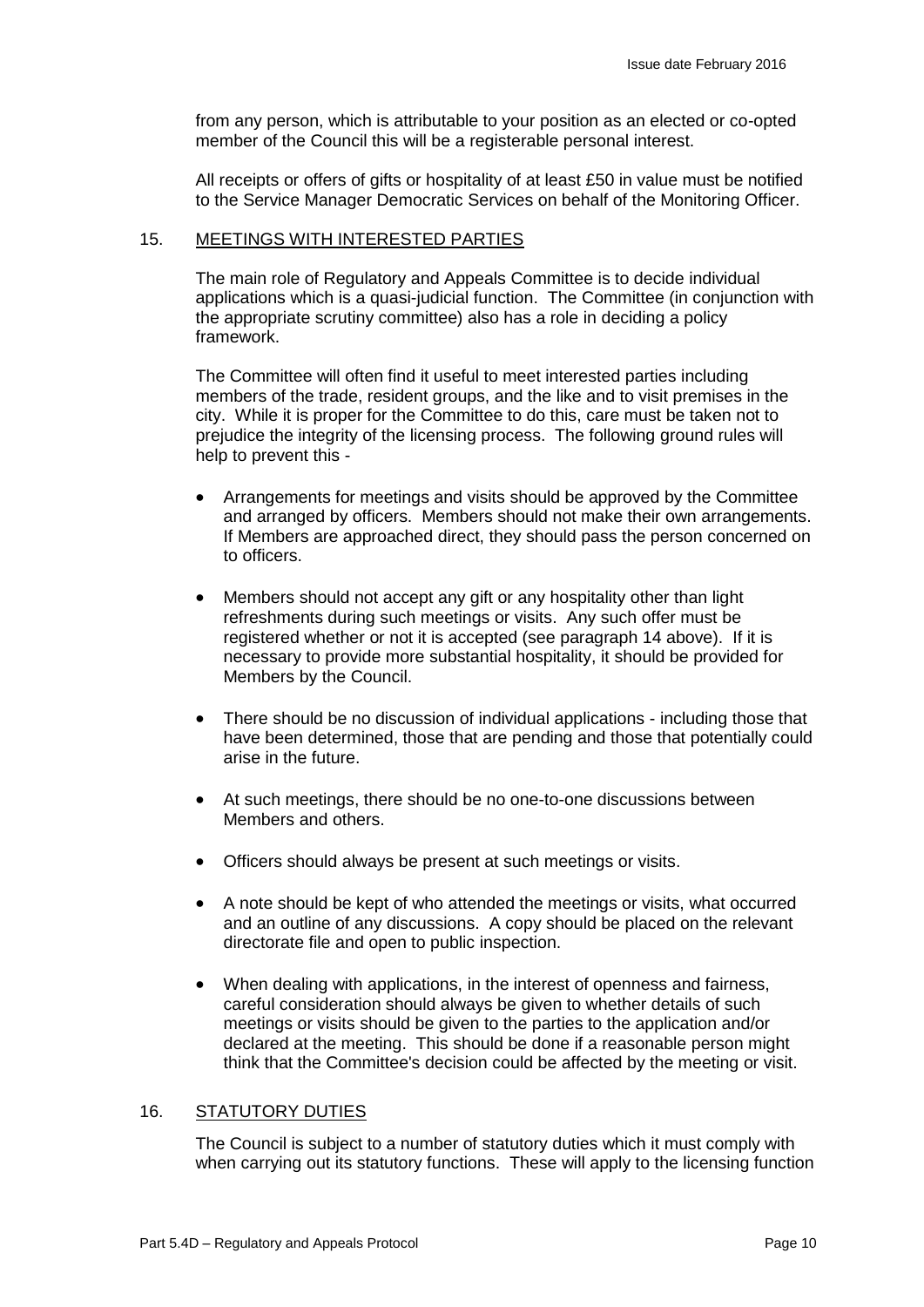from any person, which is attributable to your position as an elected or co-opted member of the Council this will be a registerable personal interest.

All receipts or offers of gifts or hospitality of at least £50 in value must be notified to the Service Manager Democratic Services on behalf of the Monitoring Officer.

## 15. MEETINGS WITH INTERESTED PARTIES

The main role of Regulatory and Appeals Committee is to decide individual applications which is a quasi-judicial function. The Committee (in conjunction with the appropriate scrutiny committee) also has a role in deciding a policy framework.

The Committee will often find it useful to meet interested parties including members of the trade, resident groups, and the like and to visit premises in the city. While it is proper for the Committee to do this, care must be taken not to prejudice the integrity of the licensing process. The following ground rules will help to prevent this -

- Arrangements for meetings and visits should be approved by the Committee and arranged by officers. Members should not make their own arrangements. If Members are approached direct, they should pass the person concerned on to officers.
- Members should not accept any gift or any hospitality other than light refreshments during such meetings or visits. Any such offer must be registered whether or not it is accepted (see paragraph 14 above). If it is necessary to provide more substantial hospitality, it should be provided for Members by the Council.
- There should be no discussion of individual applications - including those that have been determined, those that are pending and those that potentially could arise in the future.
- At such meetings, there should be no one-to-one discussions between Members and others.
- Officers should always be present at such meetings or visits.
- A note should be kept of who attended the meetings or visits, what occurred and an outline of any discussions. A copy should be placed on the relevant directorate file and open to public inspection.
- When dealing with applications, in the interest of openness and fairness, careful consideration should always be given to whether details of such meetings or visits should be given to the parties to the application and/or declared at the meeting. This should be done if a reasonable person might think that the Committee's decision could be affected by the meeting or visit.

## 16. STATUTORY DUTIES

The Council is subject to a number of statutory duties which it must comply with when carrying out its statutory functions. These will apply to the licensing function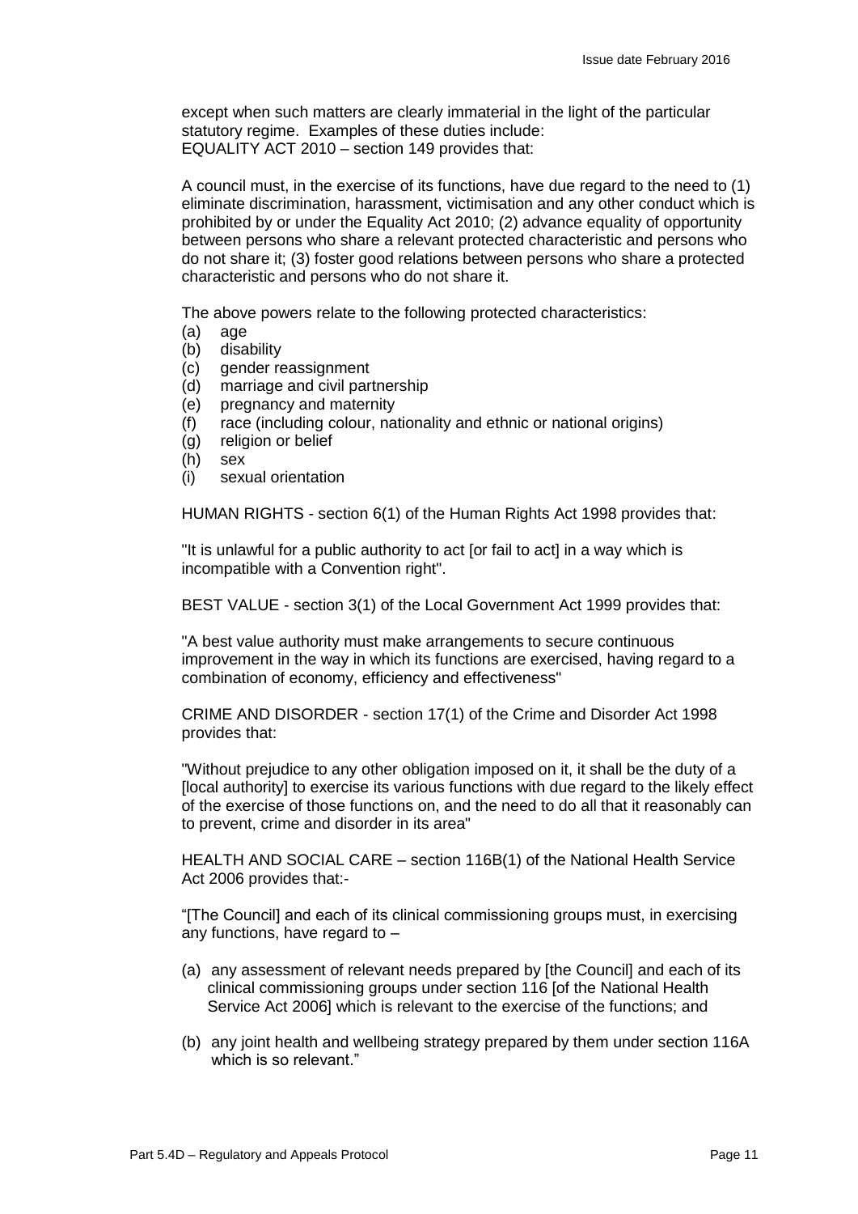except when such matters are clearly immaterial in the light of the particular statutory regime. Examples of these duties include:
EQUALITY ACT 2010 – section 149 provides that:

A council must, in the exercise of its functions, have due regard to the need to (1) eliminate discrimination, harassment, victimisation and any other conduct which is prohibited by or under the Equality Act 2010; (2) advance equality of opportunity between persons who share a relevant protected characteristic and persons who do not share it; (3) foster good relations between persons who share a protected characteristic and persons who do not share it.

The above powers relate to the following protected characteristics:

(a) age
(b) disability
(c) gender reassignment
(d) marriage and civil partnership
(e) pregnancy and maternity
(f) race (including colour, nationality and ethnic or national origins)
(g) religion or belief
(h) sex
(i) sexual orientation

HUMAN RIGHTS - section 6(1) of the Human Rights Act 1998 provides that:

"It is unlawful for a public authority to act [or fail to act] in a way which is incompatible with a Convention right".

BEST VALUE - section 3(1) of the Local Government Act 1999 provides that:

"A best value authority must make arrangements to secure continuous improvement in the way in which its functions are exercised, having regard to a combination of economy, efficiency and effectiveness"

CRIME AND DISORDER - section 17(1) of the Crime and Disorder Act 1998 provides that:

"Without prejudice to any other obligation imposed on it, it shall be the duty of a [local authority] to exercise its various functions with due regard to the likely effect of the exercise of those functions on, and the need to do all that it reasonably can to prevent, crime and disorder in its area"

HEALTH AND SOCIAL CARE – section 116B(1) of the National Health Service Act 2006 provides that:-

"[The Council] and each of its clinical commissioning groups must, in exercising any functions, have regard to –

(a) any assessment of relevant needs prepared by [the Council] and each of its clinical commissioning groups under section 116 [of the National Health Service Act 2006] which is relevant to the exercise of the functions; and

(b) any joint health and wellbeing strategy prepared by them under section 116A which is so relevant."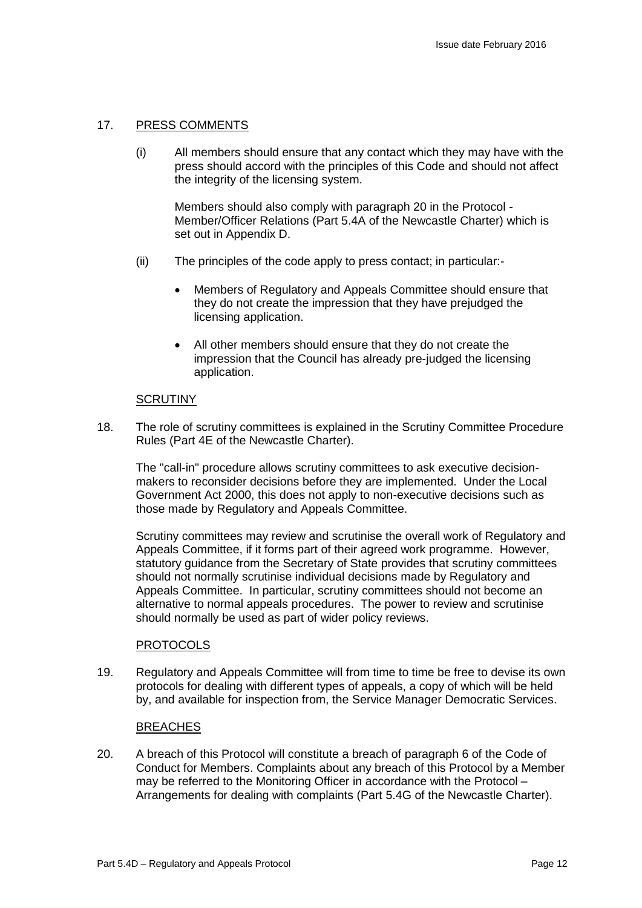17. PRESS COMMENTS

(i) All members should ensure that any contact which they may have with the press should accord with the principles of this Code and should not affect the integrity of the licensing system.

Members should also comply with paragraph 20 in the Protocol - Member/Officer Relations (Part 5.4A of the Newcastle Charter) which is set out in Appendix D.

(ii) The principles of the code apply to press contact; in particular:-

- Members of Regulatory and Appeals Committee should ensure that they do not create the impression that they have prejudged the licensing application.
- All other members should ensure that they do not create the impression that the Council has already pre-judged the licensing application.

SCRUTINY

18. The role of scrutiny committees is explained in the Scrutiny Committee Procedure Rules (Part 4E of the Newcastle Charter).

The "call-in" procedure allows scrutiny committees to ask executive decision-makers to reconsider decisions before they are implemented. Under the Local Government Act 2000, this does not apply to non-executive decisions such as those made by Regulatory and Appeals Committee.

Scrutiny committees may review and scrutinise the overall work of Regulatory and Appeals Committee, if it forms part of their agreed work programme. However, statutory guidance from the Secretary of State provides that scrutiny committees should not normally scrutinise individual decisions made by Regulatory and Appeals Committee. In particular, scrutiny committees should not become an alternative to normal appeals procedures. The power to review and scrutinise should normally be used as part of wider policy reviews.

PROTOCOLS

19. Regulatory and Appeals Committee will from time to time be free to devise its own protocols for dealing with different types of appeals, a copy of which will be held by, and available for inspection from, the Service Manager Democratic Services.

BREACHES

20. A breach of this Protocol will constitute a breach of paragraph 6 of the Code of Conduct for Members. Complaints about any breach of this Protocol by a Member may be referred to the Monitoring Officer in accordance with the Protocol – Arrangements for dealing with complaints (Part 5.4G of the Newcastle Charter).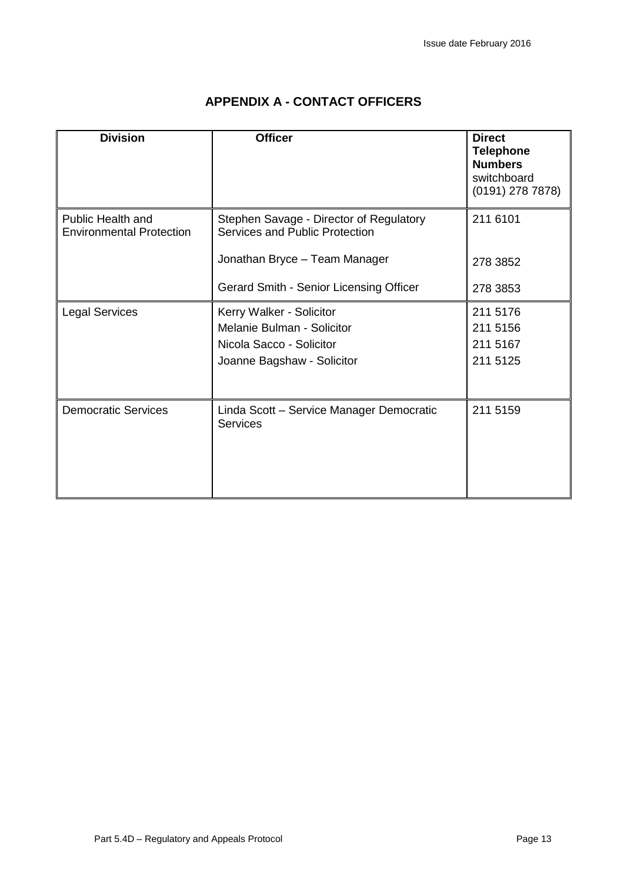## APPENDIX A - CONTACT OFFICERS

| **Division** | **Officer** | **Direct Telephone Numbers** switchboard (0191) 278 7878) |
|---|---|---|
| Public Health and Environmental Protection | Stephen Savage - Director of Regulatory Services and Public Protection<br><br>Jonathan Bryce – Team Manager<br><br>Gerard Smith - Senior Licensing Officer | 211 6101<br><br>278 3852<br><br>278 3853 |
| Legal Services | Kerry Walker - Solicitor<br>Melanie Bulman - Solicitor<br>Nicola Sacco - Solicitor<br>Joanne Bagshaw - Solicitor | 211 5176<br>211 5156<br>211 5167<br>211 5125 |
| Democratic Services | Linda Scott – Service Manager Democratic Services | 211 5159 |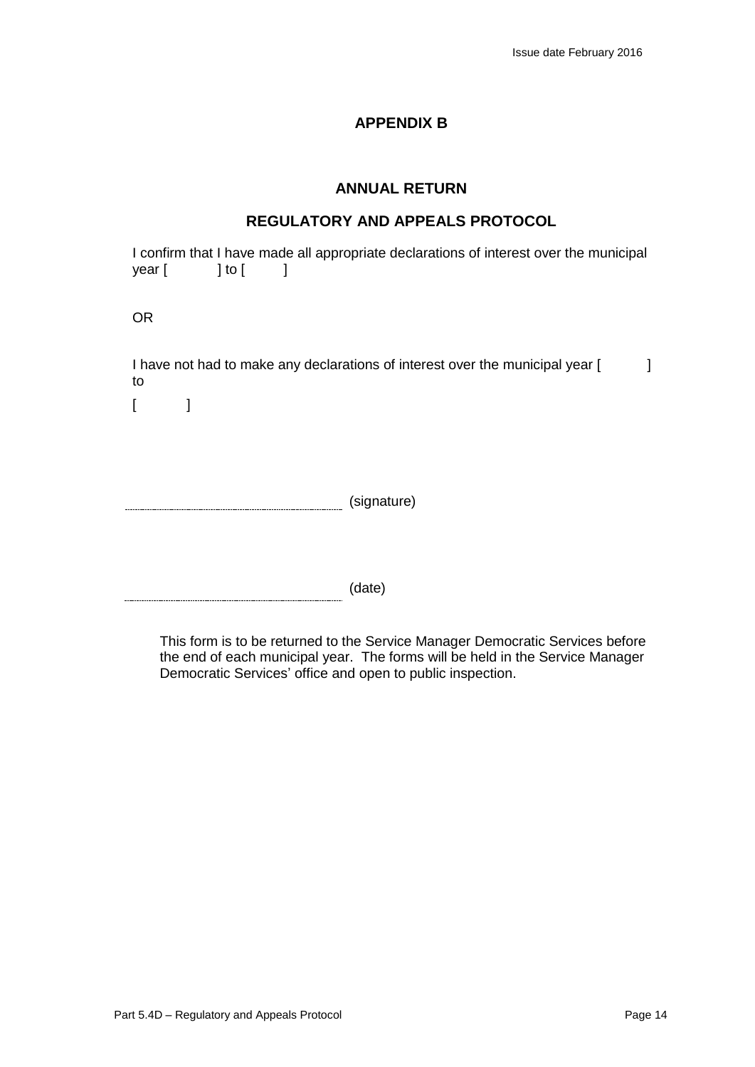# APPENDIX B

## ANNUAL RETURN

## REGULATORY AND APPEALS PROTOCOL

I confirm that I have made all appropriate declarations of interest over the municipal year [ ] to [ ]

OR

I have not had to make any declarations of interest over the municipal year [ ] to

[ ]

........................................................ (signature)

........................................................ (date)

This form is to be returned to the Service Manager Democratic Services before the end of each municipal year. The forms will be held in the Service Manager Democratic Services' office and open to public inspection.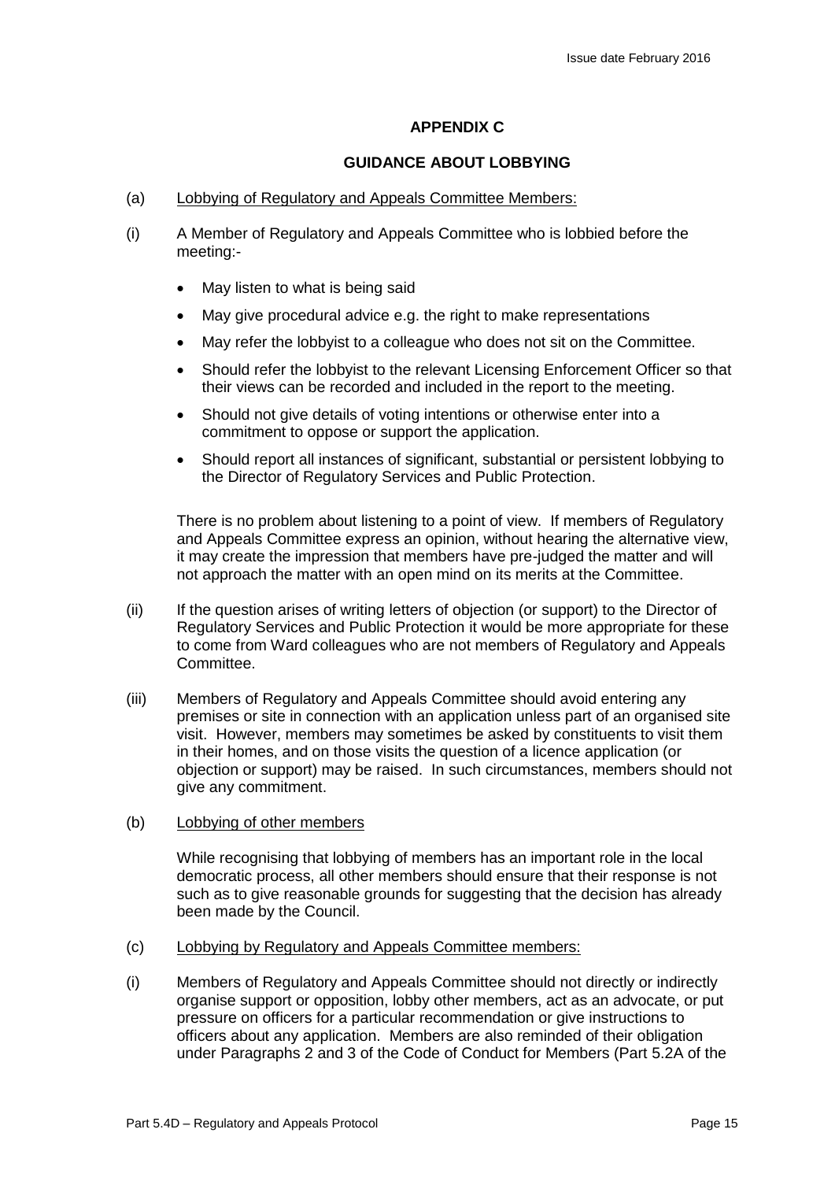## APPENDIX C

## GUIDANCE ABOUT LOBBYING

(a) Lobbying of Regulatory and Appeals Committee Members:

(i) A Member of Regulatory and Appeals Committee who is lobbied before the meeting:-

- May listen to what is being said
- May give procedural advice e.g. the right to make representations
- May refer the lobbyist to a colleague who does not sit on the Committee.
- Should refer the lobbyist to the relevant Licensing Enforcement Officer so that their views can be recorded and included in the report to the meeting.
- Should not give details of voting intentions or otherwise enter into a commitment to oppose or support the application.
- Should report all instances of significant, substantial or persistent lobbying to the Director of Regulatory Services and Public Protection.

There is no problem about listening to a point of view. If members of Regulatory and Appeals Committee express an opinion, without hearing the alternative view, it may create the impression that members have pre-judged the matter and will not approach the matter with an open mind on its merits at the Committee.

(ii) If the question arises of writing letters of objection (or support) to the Director of Regulatory Services and Public Protection it would be more appropriate for these to come from Ward colleagues who are not members of Regulatory and Appeals Committee.

(iii) Members of Regulatory and Appeals Committee should avoid entering any premises or site in connection with an application unless part of an organised site visit. However, members may sometimes be asked by constituents to visit them in their homes, and on those visits the question of a licence application (or objection or support) may be raised. In such circumstances, members should not give any commitment.

(b) Lobbying of other members

While recognising that lobbying of members has an important role in the local democratic process, all other members should ensure that their response is not such as to give reasonable grounds for suggesting that the decision has already been made by the Council.

(c) Lobbying by Regulatory and Appeals Committee members:

(i) Members of Regulatory and Appeals Committee should not directly or indirectly organise support or opposition, lobby other members, act as an advocate, or put pressure on officers for a particular recommendation or give instructions to officers about any application. Members are also reminded of their obligation under Paragraphs 2 and 3 of the Code of Conduct for Members (Part 5.2A of the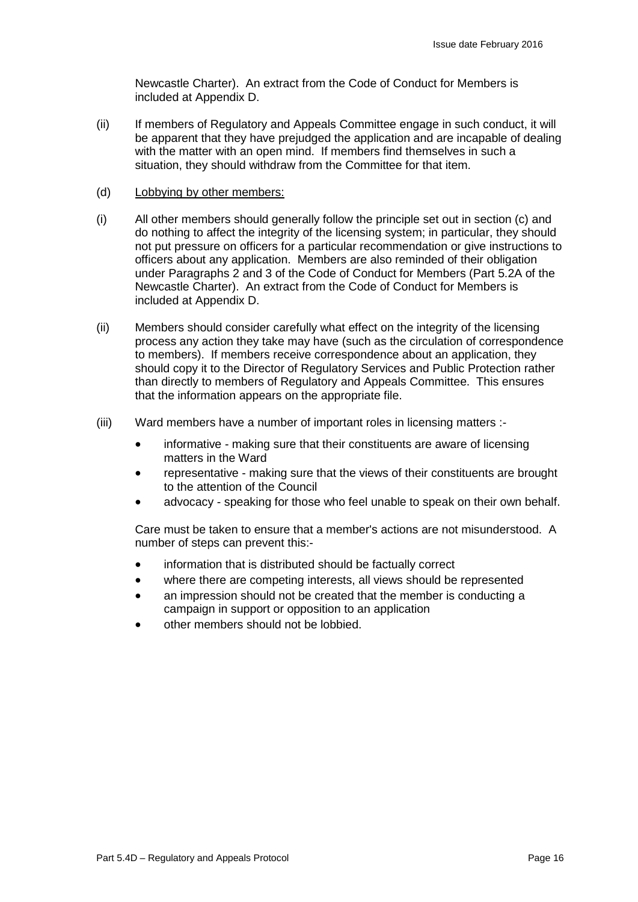Newcastle Charter). An extract from the Code of Conduct for Members is included at Appendix D.

(ii) If members of Regulatory and Appeals Committee engage in such conduct, it will be apparent that they have prejudged the application and are incapable of dealing with the matter with an open mind. If members find themselves in such a situation, they should withdraw from the Committee for that item.

(d) <u>Lobbying by other members:</u>

(i) All other members should generally follow the principle set out in section (c) and do nothing to affect the integrity of the licensing system; in particular, they should not put pressure on officers for a particular recommendation or give instructions to officers about any application. Members are also reminded of their obligation under Paragraphs 2 and 3 of the Code of Conduct for Members (Part 5.2A of the Newcastle Charter). An extract from the Code of Conduct for Members is included at Appendix D.

(ii) Members should consider carefully what effect on the integrity of the licensing process any action they take may have (such as the circulation of correspondence to members). If members receive correspondence about an application, they should copy it to the Director of Regulatory Services and Public Protection rather than directly to members of Regulatory and Appeals Committee. This ensures that the information appears on the appropriate file.

(iii) Ward members have a number of important roles in licensing matters :-

- informative - making sure that their constituents are aware of licensing matters in the Ward
- representative - making sure that the views of their constituents are brought to the attention of the Council
- advocacy - speaking for those who feel unable to speak on their own behalf.

Care must be taken to ensure that a member's actions are not misunderstood. A number of steps can prevent this:-

- information that is distributed should be factually correct
- where there are competing interests, all views should be represented
- an impression should not be created that the member is conducting a campaign in support or opposition to an application
- other members should not be lobbied.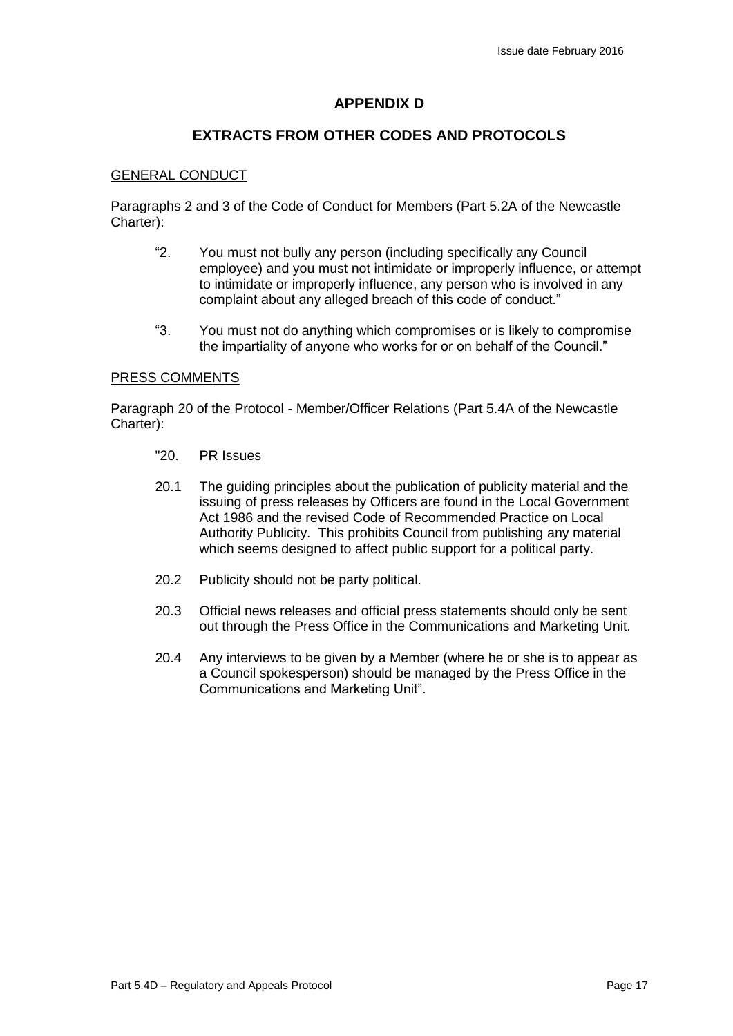## APPENDIX D

## EXTRACTS FROM OTHER CODES AND PROTOCOLS

GENERAL CONDUCT

Paragraphs 2 and 3 of the Code of Conduct for Members (Part 5.2A of the Newcastle Charter):

> "2. You must not bully any person (including specifically any Council employee) and you must not intimidate or improperly influence, or attempt to intimidate or improperly influence, any person who is involved in any complaint about any alleged breach of this code of conduct."
>
> "3. You must not do anything which compromises or is likely to compromise the impartiality of anyone who works for or on behalf of the Council."

PRESS COMMENTS

Paragraph 20 of the Protocol - Member/Officer Relations (Part 5.4A of the Newcastle Charter):

> "20. PR Issues
>
> 20.1 The guiding principles about the publication of publicity material and the issuing of press releases by Officers are found in the Local Government Act 1986 and the revised Code of Recommended Practice on Local Authority Publicity. This prohibits Council from publishing any material which seems designed to affect public support for a political party.
>
> 20.2 Publicity should not be party political.
>
> 20.3 Official news releases and official press statements should only be sent out through the Press Office in the Communications and Marketing Unit.
>
> 20.4 Any interviews to be given by a Member (where he or she is to appear as a Council spokesperson) should be managed by the Press Office in the Communications and Marketing Unit".